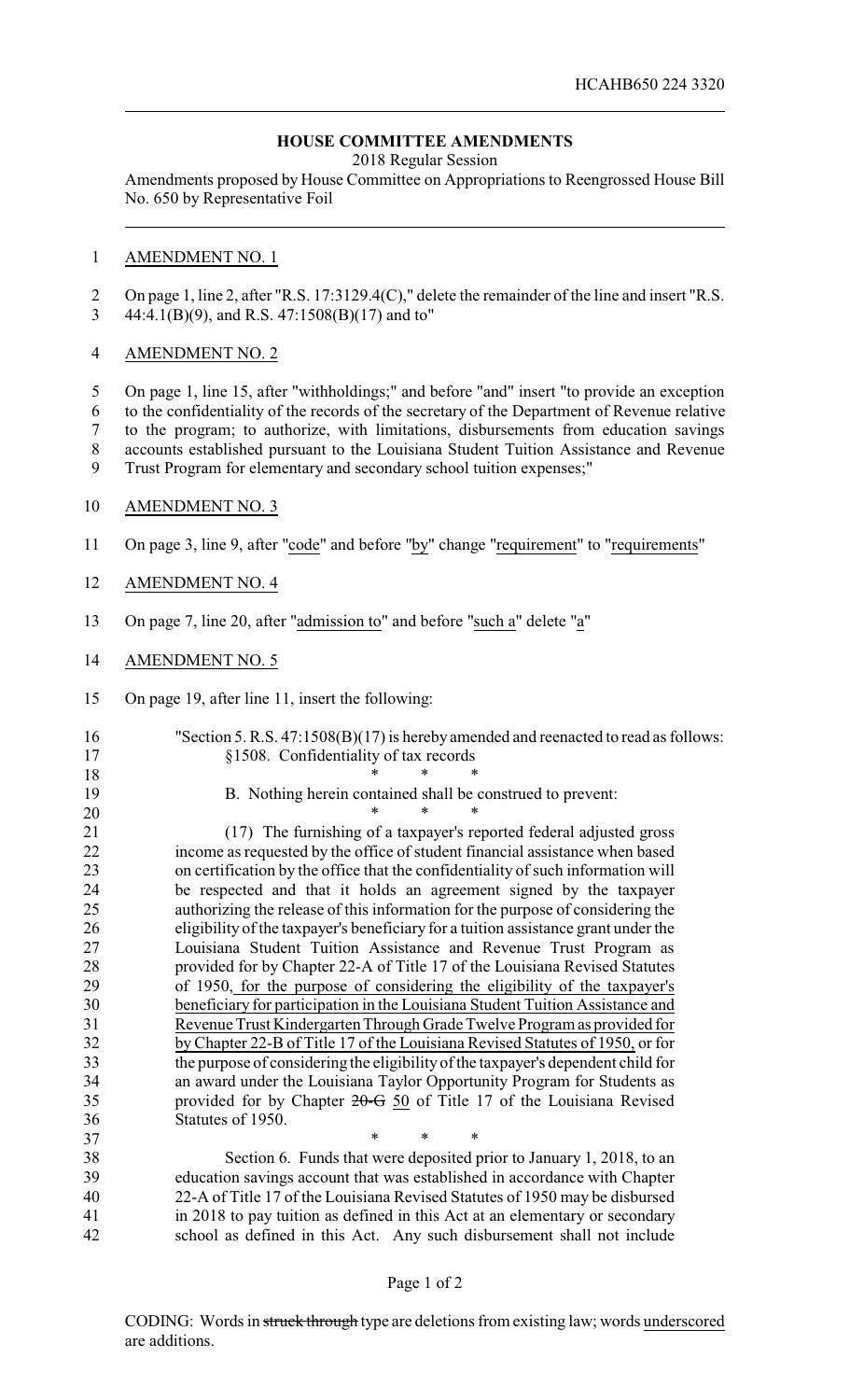## HOUSE COMMITTEE AMENDMENTS

2018 Regular Session

Amendments proposed by House Committee on Appropriations to Reengrossed House Bill No. 650 by Representative Foil

AMENDMENT NO. 1

On page 1, line 2, after "R.S. 17:3129.4(C)," delete the remainder of the line and insert "R.S. 44:4.1(B)(9), and R.S. 47:1508(B)(17) and to"

AMENDMENT NO. 2

On page 1, line 15, after "withholdings;" and before "and" insert "to provide an exception to the confidentiality of the records of the secretary of the Department of Revenue relative to the program; to authorize, with limitations, disbursements from education savings accounts established pursuant to the Louisiana Student Tuition Assistance and Revenue Trust Program for elementary and secondary school tuition expenses;"

AMENDMENT NO. 3

On page 3, line 9, after "code" and before "by" change "requirement" to "requirements"

AMENDMENT NO. 4

On page 7, line 20, after "admission to" and before "such a" delete "a"

AMENDMENT NO. 5

On page 19, after line 11, insert the following:

"Section 5. R.S. 47:1508(B)(17) is hereby amended and reenacted to read as follows:

§1508. Confidentiality of tax records

\* \* \*

B. Nothing herein contained shall be construed to prevent:

\* \* \*

(17) The furnishing of a taxpayer's reported federal adjusted gross income as requested by the office of student financial assistance when based on certification by the office that the confidentiality of such information will be respected and that it holds an agreement signed by the taxpayer authorizing the release of this information for the purpose of considering the eligibility of the taxpayer's beneficiary for a tuition assistance grant under the Louisiana Student Tuition Assistance and Revenue Trust Program as provided for by Chapter 22-A of Title 17 of the Louisiana Revised Statutes of 1950, <u>for the purpose of considering the eligibility of the taxpayer's beneficiary for participation in the Louisiana Student Tuition Assistance and Revenue Trust Kindergarten Through Grade Twelve Program as provided for by Chapter 22-B of Title 17 of the Louisiana Revised Statutes of 1950,</u> or for the purpose of considering the eligibility of the taxpayer's dependent child for an award under the Louisiana Taylor Opportunity Program for Students as provided for by Chapter ~~20-G~~ <u>50</u> of Title 17 of the Louisiana Revised Statutes of 1950.

\* \* \*

Section 6. Funds that were deposited prior to January 1, 2018, to an education savings account that was established in accordance with Chapter 22-A of Title 17 of the Louisiana Revised Statutes of 1950 may be disbursed in 2018 to pay tuition as defined in this Act at an elementary or secondary school as defined in this Act. Any such disbursement shall not include

CODING: Words in ~~struck through~~ type are deletions from existing law; words <u>underscored</u> are additions.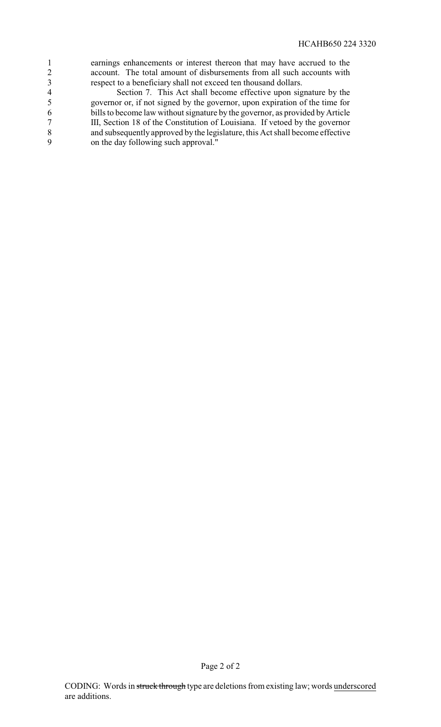earnings enhancements or interest thereon that may have accrued to the account. The total amount of disbursements from all such accounts with respect to a beneficiary shall not exceed ten thousand dollars.

Section 7. This Act shall become effective upon signature by the governor or, if not signed by the governor, upon expiration of the time for bills to become law without signature by the governor, as provided by Article III, Section 18 of the Constitution of Louisiana. If vetoed by the governor and subsequently approved by the legislature, this Act shall become effective on the day following such approval."

CODING: Words in ~~struck through~~ type are deletions from existing law; words <u>underscored</u> are additions.